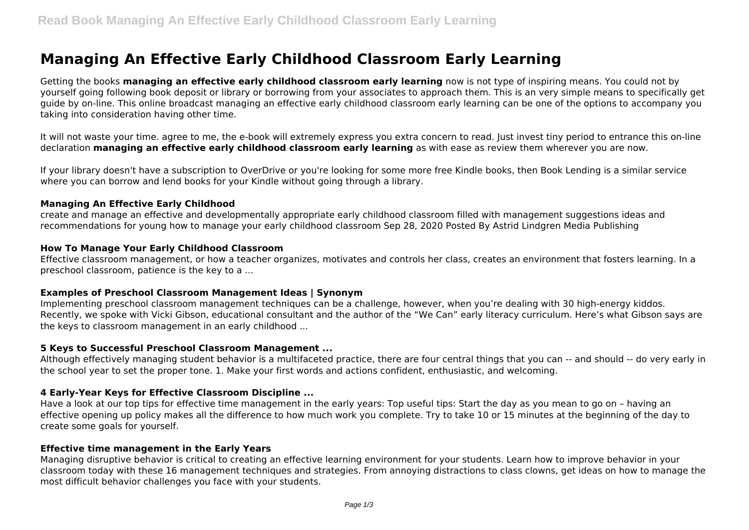# Managing An Effective Early Childhood Classroom Early Learning

Getting the books **managing an effective early childhood classroom early learning** now is not type of inspiring means. You could not by yourself going following book deposit or library or borrowing from your associates to approach them. This is an very simple means to specifically get guide by on-line. This online broadcast managing an effective early childhood classroom early learning can be one of the options to accompany you taking into consideration having other time.

It will not waste your time. agree to me, the e-book will extremely express you extra concern to read. Just invest tiny period to entrance this on-line declaration **managing an effective early childhood classroom early learning** as with ease as review them wherever you are now.

If your library doesn't have a subscription to OverDrive or you're looking for some more free Kindle books, then Book Lending is a similar service where you can borrow and lend books for your Kindle without going through a library.

### Managing An Effective Early Childhood

create and manage an effective and developmentally appropriate early childhood classroom filled with management suggestions ideas and recommendations for young how to manage your early childhood classroom Sep 28, 2020 Posted By Astrid Lindgren Media Publishing

### How To Manage Your Early Childhood Classroom

Effective classroom management, or how a teacher organizes, motivates and controls her class, creates an environment that fosters learning. In a preschool classroom, patience is the key to a ...

### Examples of Preschool Classroom Management Ideas | Synonym

Implementing preschool classroom management techniques can be a challenge, however, when you're dealing with 30 high-energy kiddos. Recently, we spoke with Vicki Gibson, educational consultant and the author of the "We Can" early literacy curriculum. Here's what Gibson says are the keys to classroom management in an early childhood ...

### 5 Keys to Successful Preschool Classroom Management ...

Although effectively managing student behavior is a multifaceted practice, there are four central things that you can -- and should -- do very early in the school year to set the proper tone. 1. Make your first words and actions confident, enthusiastic, and welcoming.

### 4 Early-Year Keys for Effective Classroom Discipline ...

Have a look at our top tips for effective time management in the early years: Top useful tips: Start the day as you mean to go on – having an effective opening up policy makes all the difference to how much work you complete. Try to take 10 or 15 minutes at the beginning of the day to create some goals for yourself.

### Effective time management in the Early Years

Managing disruptive behavior is critical to creating an effective learning environment for your students. Learn how to improve behavior in your classroom today with these 16 management techniques and strategies. From annoying distractions to class clowns, get ideas on how to manage the most difficult behavior challenges you face with your students.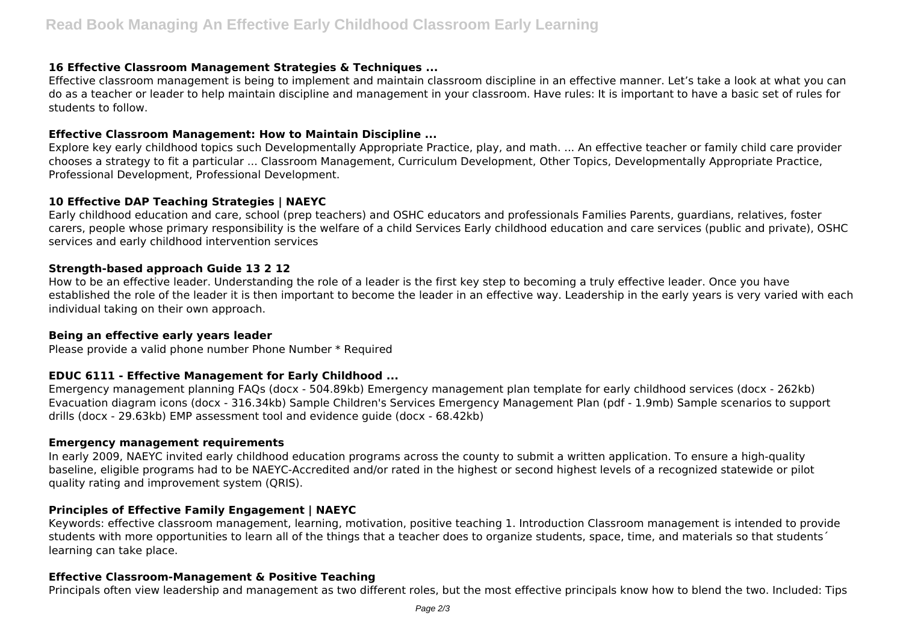### 16 Effective Classroom Management Strategies & Techniques ...

Effective classroom management is being to implement and maintain classroom discipline in an effective manner. Let's take a look at what you can do as a teacher or leader to help maintain discipline and management in your classroom. Have rules: It is important to have a basic set of rules for students to follow.

### Effective Classroom Management: How to Maintain Discipline ...

Explore key early childhood topics such Developmentally Appropriate Practice, play, and math. ... An effective teacher or family child care provider chooses a strategy to fit a particular ... Classroom Management, Curriculum Development, Other Topics, Developmentally Appropriate Practice, Professional Development, Professional Development.

### 10 Effective DAP Teaching Strategies | NAEYC

Early childhood education and care, school (prep teachers) and OSHC educators and professionals Families Parents, guardians, relatives, foster carers, people whose primary responsibility is the welfare of a child Services Early childhood education and care services (public and private), OSHC services and early childhood intervention services

### Strength-based approach Guide 13 2 12

How to be an effective leader. Understanding the role of a leader is the first key step to becoming a truly effective leader. Once you have established the role of the leader it is then important to become the leader in an effective way. Leadership in the early years is very varied with each individual taking on their own approach.

### Being an effective early years leader

Please provide a valid phone number Phone Number * Required

### EDUC 6111 - Effective Management for Early Childhood ...

Emergency management planning FAQs (docx - 504.89kb) Emergency management plan template for early childhood services (docx - 262kb) Evacuation diagram icons (docx - 316.34kb) Sample Children's Services Emergency Management Plan (pdf - 1.9mb) Sample scenarios to support drills (docx - 29.63kb) EMP assessment tool and evidence guide (docx - 68.42kb)

### Emergency management requirements

In early 2009, NAEYC invited early childhood education programs across the county to submit a written application. To ensure a high-quality baseline, eligible programs had to be NAEYC-Accredited and/or rated in the highest or second highest levels of a recognized statewide or pilot quality rating and improvement system (QRIS).

### Principles of Effective Family Engagement | NAEYC

Keywords: effective classroom management, learning, motivation, positive teaching 1. Introduction Classroom management is intended to provide students with more opportunities to learn all of the things that a teacher does to organize students, space, time, and materials so that students´ learning can take place.

### Effective Classroom-Management & Positive Teaching

Principals often view leadership and management as two different roles, but the most effective principals know how to blend the two. Included: Tips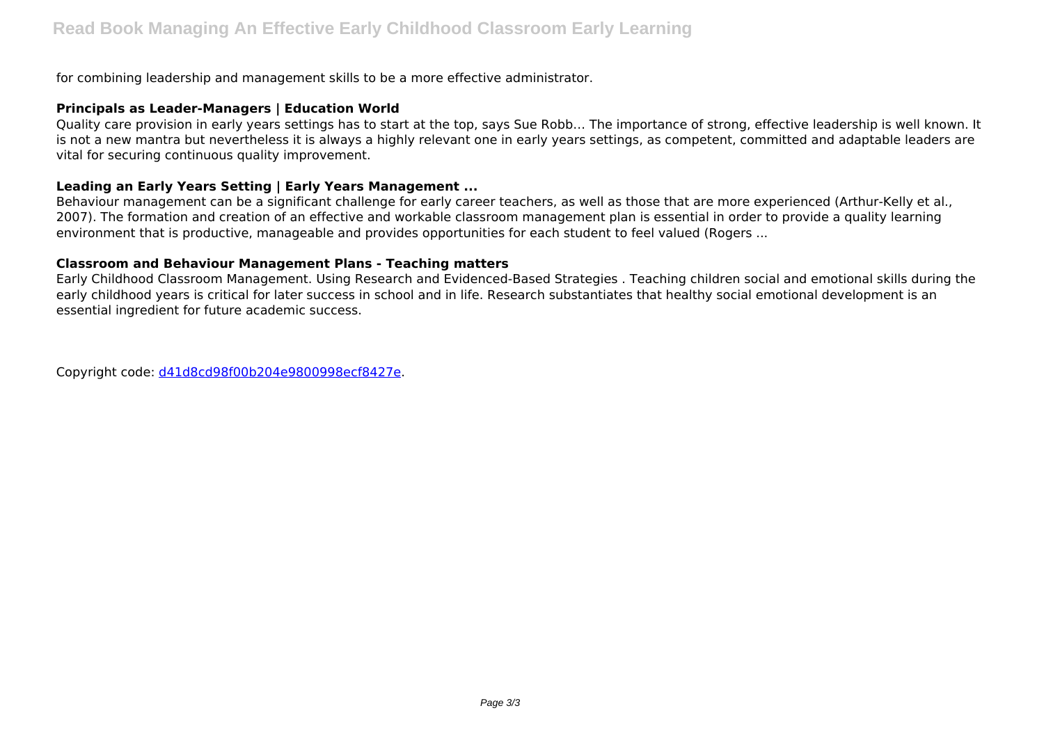for combining leadership and management skills to be a more effective administrator.

**Principals as Leader-Managers | Education World**

Quality care provision in early years settings has to start at the top, says Sue Robb… The importance of strong, effective leadership is well known. It is not a new mantra but nevertheless it is always a highly relevant one in early years settings, as competent, committed and adaptable leaders are vital for securing continuous quality improvement.

**Leading an Early Years Setting | Early Years Management ...**

Behaviour management can be a significant challenge for early career teachers, as well as those that are more experienced (Arthur-Kelly et al., 2007). The formation and creation of an effective and workable classroom management plan is essential in order to provide a quality learning environment that is productive, manageable and provides opportunities for each student to feel valued (Rogers ...

**Classroom and Behaviour Management Plans - Teaching matters**

Early Childhood Classroom Management. Using Research and Evidenced-Based Strategies . Teaching children social and emotional skills during the early childhood years is critical for later success in school and in life. Research substantiates that healthy social emotional development is an essential ingredient for future academic success.

Copyright code: d41d8cd98f00b204e9800998ecf8427e.